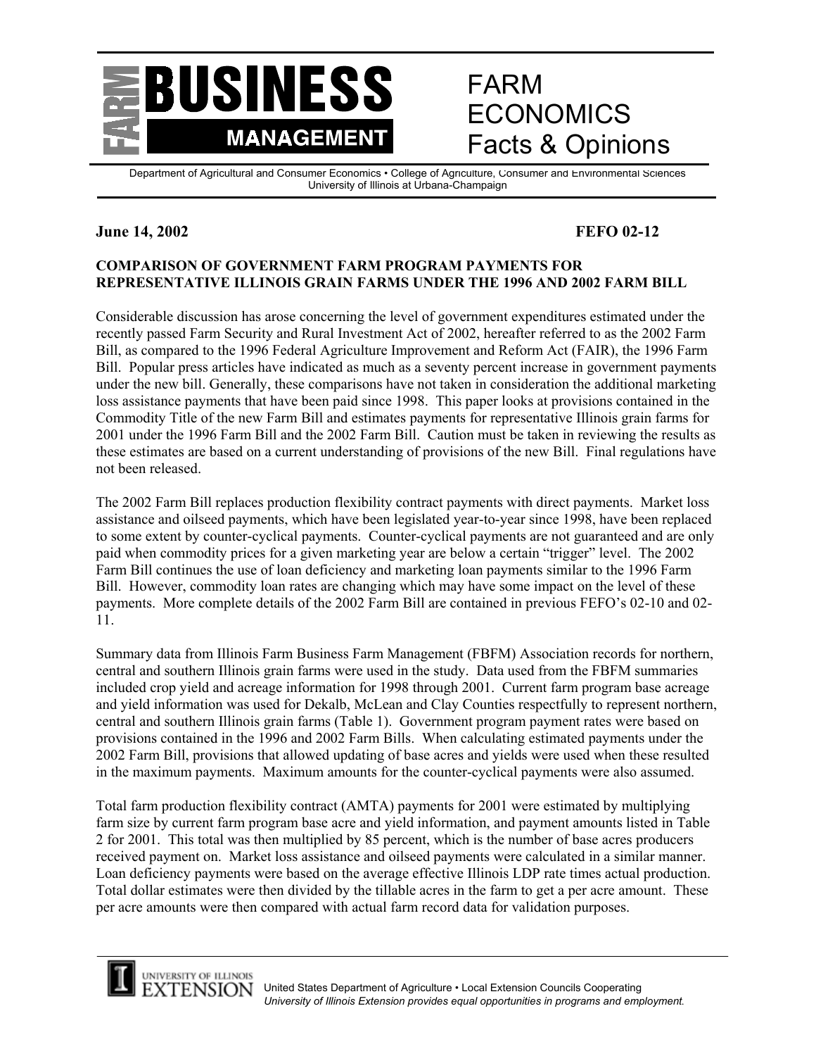# FARM BUSINESS MANAGEMENT

# FARM ECONOMICS Facts & Opinions

Department of Agricultural and Consumer Economics • College of Agriculture, Consumer and Environmental Sciences
University of Illinois at Urbana-Champaign

**June 14, 2002** **FEFO 02-12**

**COMPARISON OF GOVERNMENT FARM PROGRAM PAYMENTS FOR REPRESENTATIVE ILLINOIS GRAIN FARMS UNDER THE 1996 AND 2002 FARM BILL**

Considerable discussion has arose concerning the level of government expenditures estimated under the recently passed Farm Security and Rural Investment Act of 2002, hereafter referred to as the 2002 Farm Bill, as compared to the 1996 Federal Agriculture Improvement and Reform Act (FAIR), the 1996 Farm Bill. Popular press articles have indicated as much as a seventy percent increase in government payments under the new bill. Generally, these comparisons have not taken in consideration the additional marketing loss assistance payments that have been paid since 1998. This paper looks at provisions contained in the Commodity Title of the new Farm Bill and estimates payments for representative Illinois grain farms for 2001 under the 1996 Farm Bill and the 2002 Farm Bill. Caution must be taken in reviewing the results as these estimates are based on a current understanding of provisions of the new Bill. Final regulations have not been released.

The 2002 Farm Bill replaces production flexibility contract payments with direct payments. Market loss assistance and oilseed payments, which have been legislated year-to-year since 1998, have been replaced to some extent by counter-cyclical payments. Counter-cyclical payments are not guaranteed and are only paid when commodity prices for a given marketing year are below a certain "trigger" level. The 2002 Farm Bill continues the use of loan deficiency and marketing loan payments similar to the 1996 Farm Bill. However, commodity loan rates are changing which may have some impact on the level of these payments. More complete details of the 2002 Farm Bill are contained in previous FEFO's 02-10 and 02-11.

Summary data from Illinois Farm Business Farm Management (FBFM) Association records for northern, central and southern Illinois grain farms were used in the study. Data used from the FBFM summaries included crop yield and acreage information for 1998 through 2001. Current farm program base acreage and yield information was used for Dekalb, McLean and Clay Counties respectfully to represent northern, central and southern Illinois grain farms (Table 1). Government program payment rates were based on provisions contained in the 1996 and 2002 Farm Bills. When calculating estimated payments under the 2002 Farm Bill, provisions that allowed updating of base acres and yields were used when these resulted in the maximum payments. Maximum amounts for the counter-cyclical payments were also assumed.

Total farm production flexibility contract (AMTA) payments for 2001 were estimated by multiplying farm size by current farm program base acre and yield information, and payment amounts listed in Table 2 for 2001. This total was then multiplied by 85 percent, which is the number of base acres producers received payment on. Market loss assistance and oilseed payments were calculated in a similar manner. Loan deficiency payments were based on the average effective Illinois LDP rate times actual production. Total dollar estimates were then divided by the tillable acres in the farm to get a per acre amount. These per acre amounts were then compared with actual farm record data for validation purposes.

University of Illinois Extension — United States Department of Agriculture • Local Extension Councils Cooperating
*University of Illinois Extension provides equal opportunities in programs and employment.*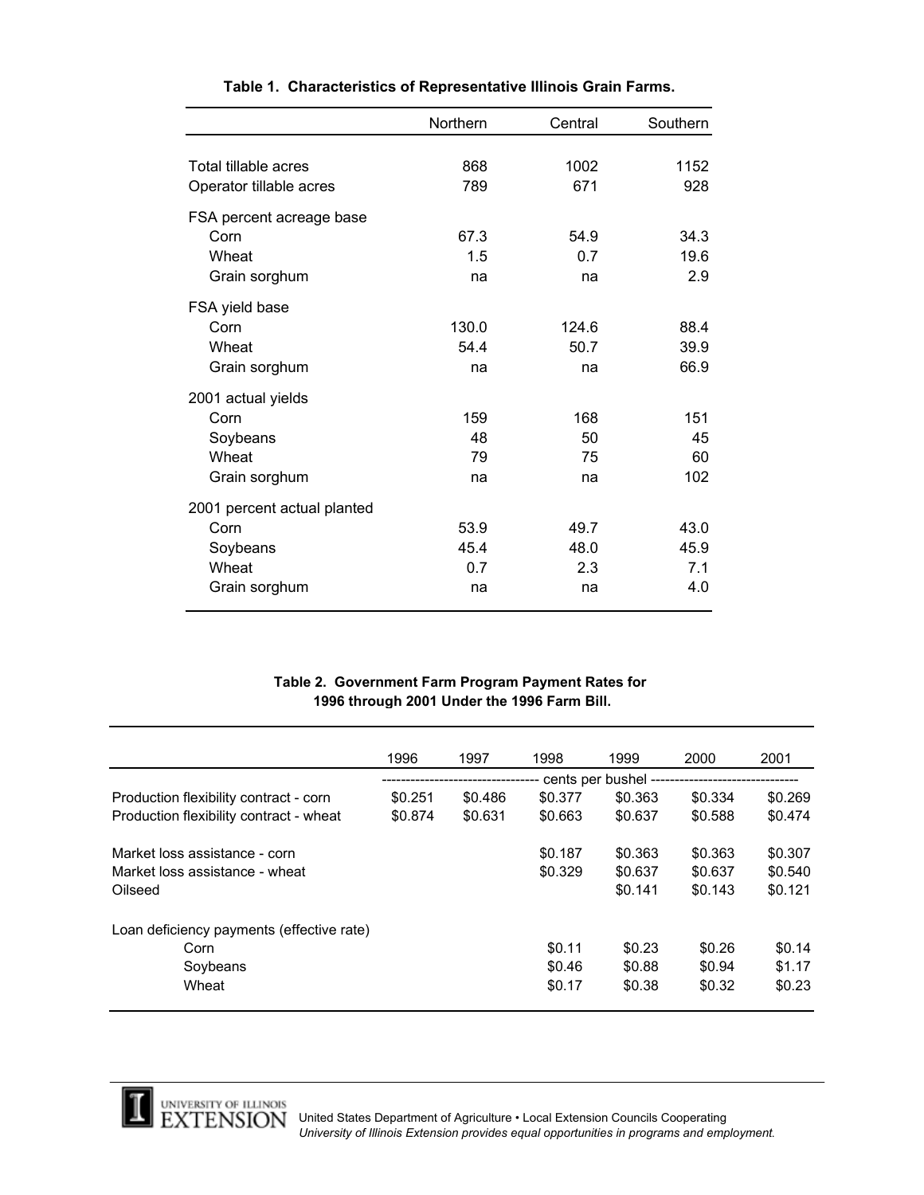**Table 1. Characteristics of Representative Illinois Grain Farms.**

| | Northern | Central | Southern |
|---|---|---|---|
| Total tillable acres | 868 | 1002 | 1152 |
| Operator tillable acres | 789 | 671 | 928 |
| FSA percent acreage base | | | |
| Corn | 67.3 | 54.9 | 34.3 |
| Wheat | 1.5 | 0.7 | 19.6 |
| Grain sorghum | na | na | 2.9 |
| FSA yield base | | | |
| Corn | 130.0 | 124.6 | 88.4 |
| Wheat | 54.4 | 50.7 | 39.9 |
| Grain sorghum | na | na | 66.9 |
| 2001 actual yields | | | |
| Corn | 159 | 168 | 151 |
| Soybeans | 48 | 50 | 45 |
| Wheat | 79 | 75 | 60 |
| Grain sorghum | na | na | 102 |
| 2001 percent actual planted | | | |
| Corn | 53.9 | 49.7 | 43.0 |
| Soybeans | 45.4 | 48.0 | 45.9 |
| Wheat | 0.7 | 2.3 | 7.1 |
| Grain sorghum | na | na | 4.0 |

**Table 2. Government Farm Program Payment Rates for 1996 through 2001 Under the 1996 Farm Bill.**

| | 1996 | 1997 | 1998 | 1999 | 2000 | 2001 |
|---|---|---|---|---|---|---|
| | cents per bushel | | | | | |
| Production flexibility contract - corn | $0.251 | $0.486 | $0.377 | $0.363 | $0.334 | $0.269 |
| Production flexibility contract - wheat | $0.874 | $0.631 | $0.663 | $0.637 | $0.588 | $0.474 |
| Market loss assistance - corn | | | $0.187 | $0.363 | $0.363 | $0.307 |
| Market loss assistance - wheat | | | $0.329 | $0.637 | $0.637 | $0.540 |
| Oilseed | | | | $0.141 | $0.143 | $0.121 |
| Loan deficiency payments (effective rate) | | | | | | |
| Corn | | | $0.11 | $0.23 | $0.26 | $0.14 |
| Soybeans | | | $0.46 | $0.88 | $0.94 | $1.17 |
| Wheat | | | $0.17 | $0.38 | $0.32 | $0.23 |

UNIVERSITY OF ILLINOIS EXTENSION United States Department of Agriculture • Local Extension Councils Cooperating
*University of Illinois Extension provides equal opportunities in programs and employment.*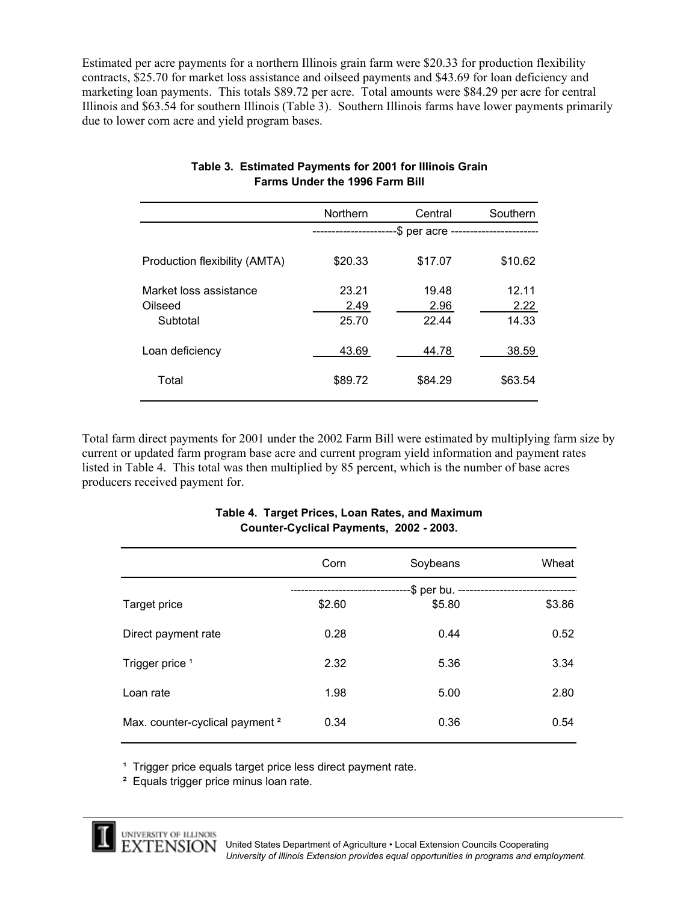Estimated per acre payments for a northern Illinois grain farm were $20.33 for production flexibility contracts, $25.70 for market loss assistance and oilseed payments and $43.69 for loan deficiency and marketing loan payments. This totals $89.72 per acre. Total amounts were $84.29 per acre for central Illinois and $63.54 for southern Illinois (Table 3). Southern Illinois farms have lower payments primarily due to lower corn acre and yield program bases.

**Table 3. Estimated Payments for 2001 for Illinois Grain Farms Under the 1996 Farm Bill**

| | Northern | Central | Southern |
|---|---|---|---|
| | ---------------------$ per acre | ---------------------- | |
| Production flexibility (AMTA) | $20.33 | $17.07 | $10.62 |
| Market loss assistance | 23.21 | 19.48 | 12.11 |
| Oilseed | 2.49 | 2.96 | 2.22 |
| Subtotal | 25.70 | 22.44 | 14.33 |
| Loan deficiency | 43.69 | 44.78 | 38.59 |
| Total | $89.72 | $84.29 | $63.54 |

Total farm direct payments for 2001 under the 2002 Farm Bill were estimated by multiplying farm size by current or updated farm program base acre and current program yield information and payment rates listed in Table 4. This total was then multiplied by 85 percent, which is the number of base acres producers received payment for.

**Table 4. Target Prices, Loan Rates, and Maximum Counter-Cyclical Payments, 2002 - 2003.**

| | Corn | Soybeans | Wheat |
|---|---|---|---|
| | ------------------------------ | $ per bu. | ------------------------------ |
| Target price | $2.60 | $5.80 | $3.86 |
| Direct payment rate | 0.28 | 0.44 | 0.52 |
| Trigger price [1] | 2.32 | 5.36 | 3.34 |
| Loan rate | 1.98 | 5.00 | 2.80 |
| Max. counter-cyclical payment [2] | 0.34 | 0.36 | 0.54 |

[1] Trigger price equals target price less direct payment rate.

[2] Equals trigger price minus loan rate.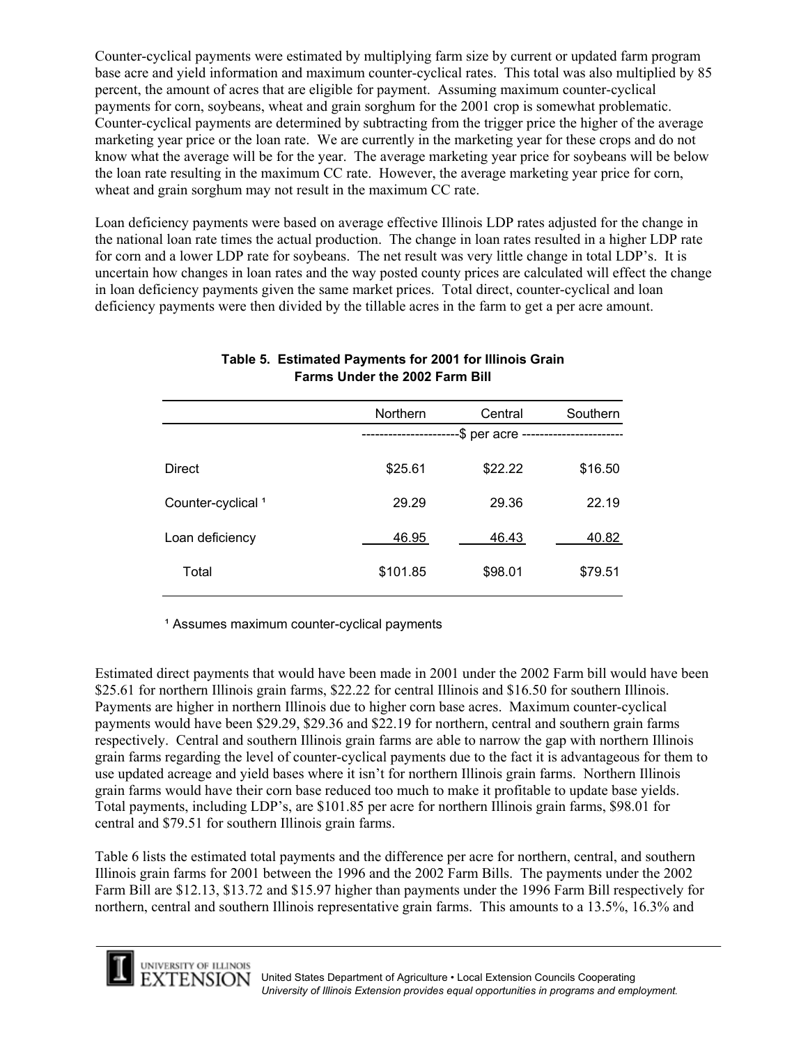Counter-cyclical payments were estimated by multiplying farm size by current or updated farm program base acre and yield information and maximum counter-cyclical rates. This total was also multiplied by 85 percent, the amount of acres that are eligible for payment. Assuming maximum counter-cyclical payments for corn, soybeans, wheat and grain sorghum for the 2001 crop is somewhat problematic. Counter-cyclical payments are determined by subtracting from the trigger price the higher of the average marketing year price or the loan rate. We are currently in the marketing year for these crops and do not know what the average will be for the year. The average marketing year price for soybeans will be below the loan rate resulting in the maximum CC rate. However, the average marketing year price for corn, wheat and grain sorghum may not result in the maximum CC rate.

Loan deficiency payments were based on average effective Illinois LDP rates adjusted for the change in the national loan rate times the actual production. The change in loan rates resulted in a higher LDP rate for corn and a lower LDP rate for soybeans. The net result was very little change in total LDP's. It is uncertain how changes in loan rates and the way posted county prices are calculated will effect the change in loan deficiency payments given the same market prices. Total direct, counter-cyclical and loan deficiency payments were then divided by the tillable acres in the farm to get a per acre amount.

**Table 5. Estimated Payments for 2001 for Illinois Grain Farms Under the 2002 Farm Bill**

| | Northern | Central | Southern |
|---|---|---|---|
| | -----------------------$ per acre ----------------------- | | |
| Direct | $25.61 | $22.22 | $16.50 |
| Counter-cyclical [1] | 29.29 | 29.36 | 22.19 |
| Loan deficiency | 46.95 | 46.43 | 40.82 |
| Total | $101.85 | $98.01 | $79.51 |

[1] Assumes maximum counter-cyclical payments

Estimated direct payments that would have been made in 2001 under the 2002 Farm bill would have been $25.61 for northern Illinois grain farms, $22.22 for central Illinois and $16.50 for southern Illinois. Payments are higher in northern Illinois due to higher corn base acres. Maximum counter-cyclical payments would have been $29.29, $29.36 and $22.19 for northern, central and southern grain farms respectively. Central and southern Illinois grain farms are able to narrow the gap with northern Illinois grain farms regarding the level of counter-cyclical payments due to the fact it is advantageous for them to use updated acreage and yield bases where it isn't for northern Illinois grain farms. Northern Illinois grain farms would have their corn base reduced too much to make it profitable to update base yields. Total payments, including LDP's, are $101.85 per acre for northern Illinois grain farms, $98.01 for central and $79.51 for southern Illinois grain farms.

Table 6 lists the estimated total payments and the difference per acre for northern, central, and southern Illinois grain farms for 2001 between the 1996 and the 2002 Farm Bills. The payments under the 2002 Farm Bill are $12.13, $13.72 and $15.97 higher than payments under the 1996 Farm Bill respectively for northern, central and southern Illinois representative grain farms. This amounts to a 13.5%, 16.3% and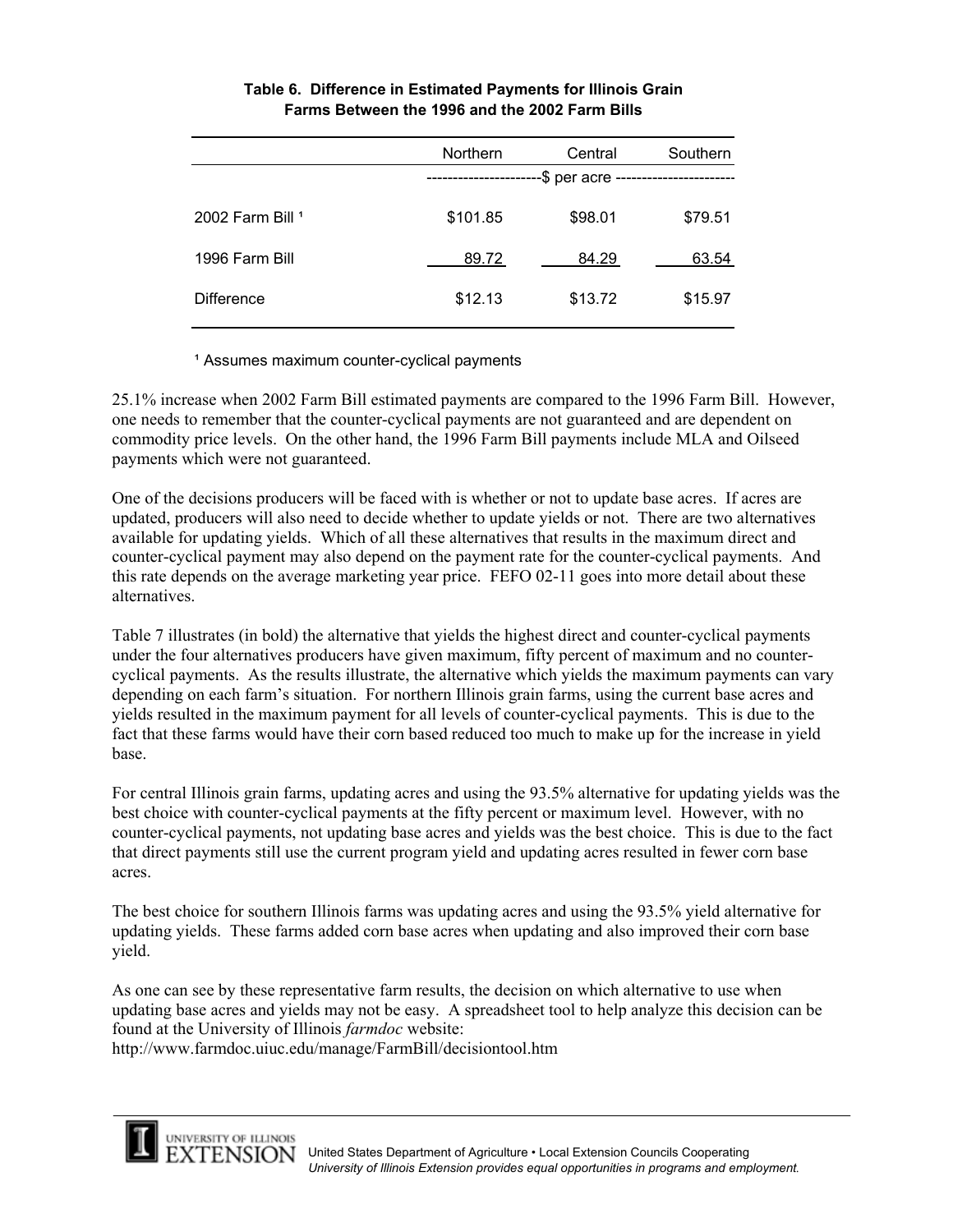**Table 6. Difference in Estimated Payments for Illinois Grain Farms Between the 1996 and the 2002 Farm Bills**

| | Northern | Central | Southern |
|---|---|---|---|
| | ---------------------$ per acre ---------------------- | | |
| 2002 Farm Bill [1] | $101.85 | $98.01 | $79.51 |
| 1996 Farm Bill | 89.72 | 84.29 | 63.54 |
| Difference | $12.13 | $13.72 | $15.97 |

[1] Assumes maximum counter-cyclical payments

25.1% increase when 2002 Farm Bill estimated payments are compared to the 1996 Farm Bill. However, one needs to remember that the counter-cyclical payments are not guaranteed and are dependent on commodity price levels. On the other hand, the 1996 Farm Bill payments include MLA and Oilseed payments which were not guaranteed.

One of the decisions producers will be faced with is whether or not to update base acres. If acres are updated, producers will also need to decide whether to update yields or not. There are two alternatives available for updating yields. Which of all these alternatives that results in the maximum direct and counter-cyclical payment may also depend on the payment rate for the counter-cyclical payments. And this rate depends on the average marketing year price. FEFO 02-11 goes into more detail about these alternatives.

Table 7 illustrates (in bold) the alternative that yields the highest direct and counter-cyclical payments under the four alternatives producers have given maximum, fifty percent of maximum and no counter-cyclical payments. As the results illustrate, the alternative which yields the maximum payments can vary depending on each farm's situation. For northern Illinois grain farms, using the current base acres and yields resulted in the maximum payment for all levels of counter-cyclical payments. This is due to the fact that these farms would have their corn based reduced too much to make up for the increase in yield base.

For central Illinois grain farms, updating acres and using the 93.5% alternative for updating yields was the best choice with counter-cyclical payments at the fifty percent or maximum level. However, with no counter-cyclical payments, not updating base acres and yields was the best choice. This is due to the fact that direct payments still use the current program yield and updating acres resulted in fewer corn base acres.

The best choice for southern Illinois farms was updating acres and using the 93.5% yield alternative for updating yields. These farms added corn base acres when updating and also improved their corn base yield.

As one can see by these representative farm results, the decision on which alternative to use when updating base acres and yields may not be easy. A spreadsheet tool to help analyze this decision can be found at the University of Illinois *farmdoc* website:
http://www.farmdoc.uiuc.edu/manage/FarmBill/decisiontool.htm

UNIVERSITY OF ILLINOIS EXTENSION United States Department of Agriculture • Local Extension Councils Cooperating
*University of Illinois Extension provides equal opportunities in programs and employment.*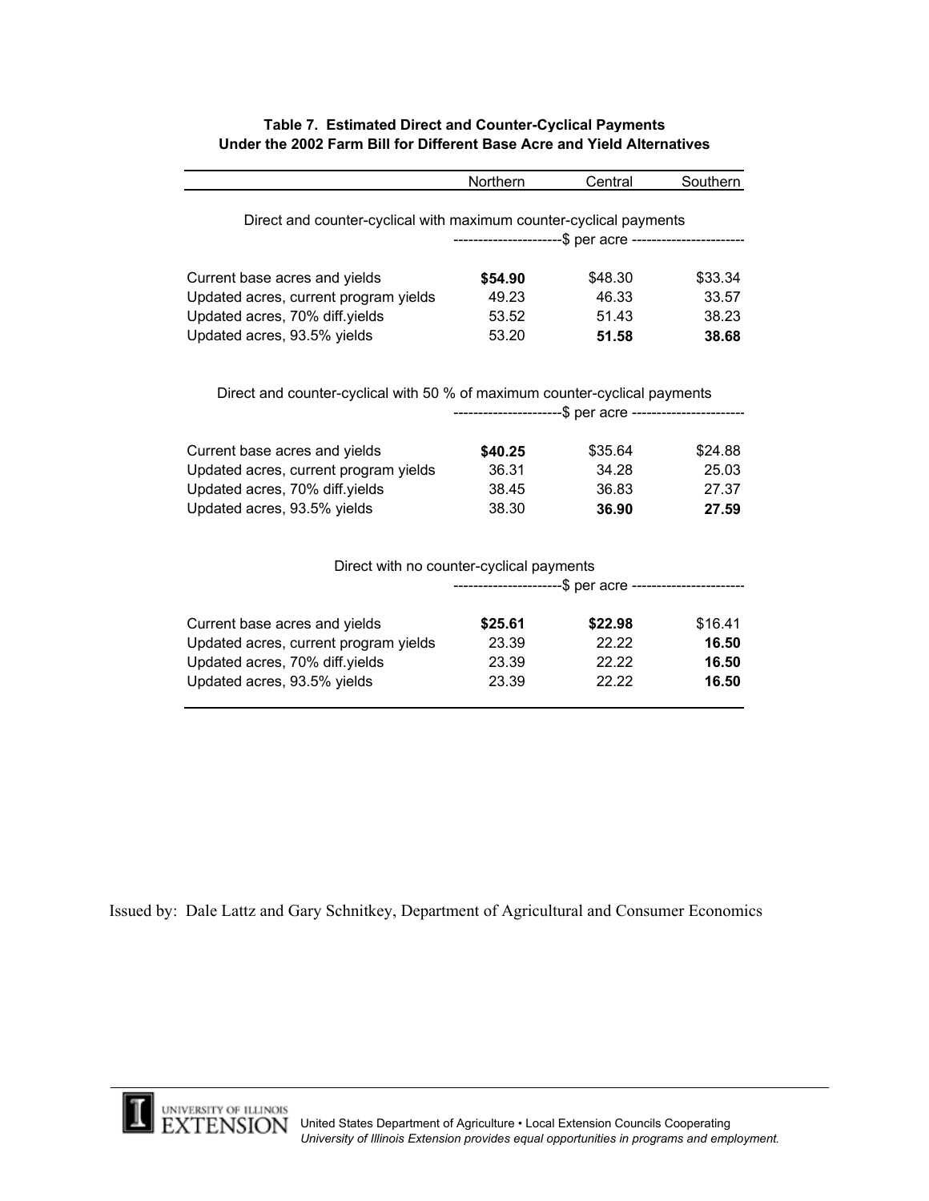**Table 7. Estimated Direct and Counter-Cyclical Payments Under the 2002 Farm Bill for Different Base Acre and Yield Alternatives**

| | Northern | Central | Southern |
|---|---|---|---|
| *Direct and counter-cyclical with maximum counter-cyclical payments* | | | |
| | | $ per acre | |
| Current base acres and yields | **$54.90** | $48.30 | $33.34 |
| Updated acres, current program yields | 49.23 | 46.33 | 33.57 |
| Updated acres, 70% diff.yields | 53.52 | 51.43 | 38.23 |
| Updated acres, 93.5% yields | 53.20 | **51.58** | **38.68** |
| *Direct and counter-cyclical with 50 % of maximum counter-cyclical payments* | | | |
| | | $ per acre | |
| Current base acres and yields | **$40.25** | $35.64 | $24.88 |
| Updated acres, current program yields | 36.31 | 34.28 | 25.03 |
| Updated acres, 70% diff.yields | 38.45 | 36.83 | 27.37 |
| Updated acres, 93.5% yields | 38.30 | **36.90** | **27.59** |
| *Direct with no counter-cyclical payments* | | | |
| | | $ per acre | |
| Current base acres and yields | **$25.61** | **$22.98** | $16.41 |
| Updated acres, current program yields | 23.39 | 22.22 | **16.50** |
| Updated acres, 70% diff.yields | 23.39 | 22.22 | **16.50** |
| Updated acres, 93.5% yields | 23.39 | 22.22 | **16.50** |

Issued by: Dale Lattz and Gary Schnitkey, Department of Agricultural and Consumer Economics

UNIVERSITY OF ILLINOIS EXTENSION

United States Department of Agriculture • Local Extension Councils Cooperating
*University of Illinois Extension provides equal opportunities in programs and employment.*